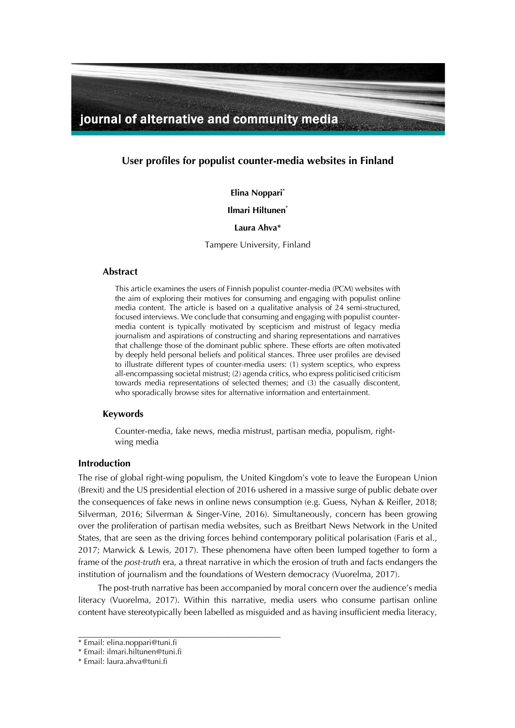# User profiles for populist counter-media websites in Finland

**Elina Noppari***

**Ilmari Hiltunen***

**Laura Ahva***

Tampere University, Finland

## Abstract

This article examines the users of Finnish populist counter-media (PCM) websites with the aim of exploring their motives for consuming and engaging with populist online media content. The article is based on a qualitative analysis of 24 semi-structured, focused interviews. We conclude that consuming and engaging with populist counter-media content is typically motivated by scepticism and mistrust of legacy media journalism and aspirations of constructing and sharing representations and narratives that challenge those of the dominant public sphere. These efforts are often motivated by deeply held personal beliefs and political stances. Three user profiles are devised to illustrate different types of counter-media users: (1) system sceptics, who express all-encompassing societal mistrust; (2) agenda critics, who express politicised criticism towards media representations of selected themes; and (3) the casually discontent, who sporadically browse sites for alternative information and entertainment.

## Keywords

Counter-media, fake news, media mistrust, partisan media, populism, right-wing media

## Introduction

The rise of global right-wing populism, the United Kingdom's vote to leave the European Union (Brexit) and the US presidential election of 2016 ushered in a massive surge of public debate over the consequences of fake news in online news consumption (e.g. Guess, Nyhan & Reifler, 2018; Silverman, 2016; Silverman & Singer-Vine, 2016). Simultaneously, concern has been growing over the proliferation of partisan media websites, such as Breitbart News Network in the United States, that are seen as the driving forces behind contemporary political polarisation (Faris et al., 2017; Marwick & Lewis, 2017). These phenomena have often been lumped together to form a frame of the *post-truth* era, a threat narrative in which the erosion of truth and facts endangers the institution of journalism and the foundations of Western democracy (Vuorelma, 2017).

The post-truth narrative has been accompanied by moral concern over the audience's media literacy (Vuorelma, 2017). Within this narrative, media users who consume partisan online content have stereotypically been labelled as misguided and as having insufficient media literacy,

---

* Email: elina.noppari@tuni.fi
* Email: ilmari.hiltunen@tuni.fi
* Email: laura.ahva@tuni.fi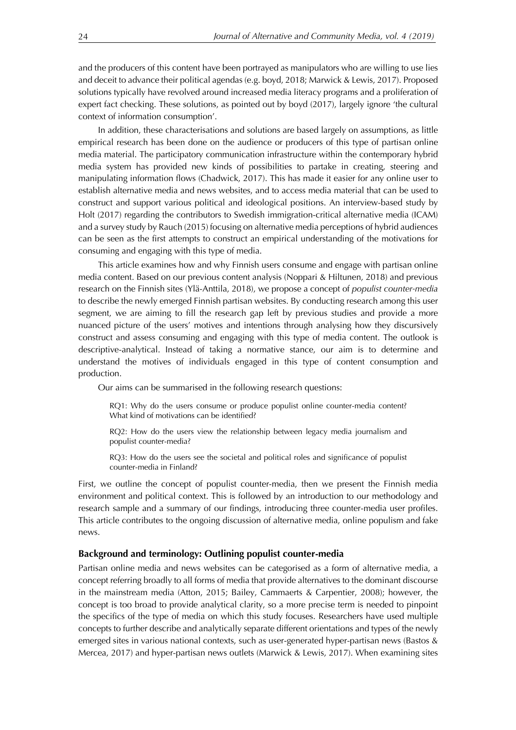and the producers of this content have been portrayed as manipulators who are willing to use lies and deceit to advance their political agendas (e.g. boyd, 2018; Marwick & Lewis, 2017). Proposed solutions typically have revolved around increased media literacy programs and a proliferation of expert fact checking. These solutions, as pointed out by boyd (2017), largely ignore 'the cultural context of information consumption'.

In addition, these characterisations and solutions are based largely on assumptions, as little empirical research has been done on the audience or producers of this type of partisan online media material. The participatory communication infrastructure within the contemporary hybrid media system has provided new kinds of possibilities to partake in creating, steering and manipulating information flows (Chadwick, 2017). This has made it easier for any online user to establish alternative media and news websites, and to access media material that can be used to construct and support various political and ideological positions. An interview-based study by Holt (2017) regarding the contributors to Swedish immigration-critical alternative media (ICAM) and a survey study by Rauch (2015) focusing on alternative media perceptions of hybrid audiences can be seen as the first attempts to construct an empirical understanding of the motivations for consuming and engaging with this type of media.

This article examines how and why Finnish users consume and engage with partisan online media content. Based on our previous content analysis (Noppari & Hiltunen, 2018) and previous research on the Finnish sites (Ylä-Anttila, 2018), we propose a concept of *populist counter-media* to describe the newly emerged Finnish partisan websites. By conducting research among this user segment, we are aiming to fill the research gap left by previous studies and provide a more nuanced picture of the users' motives and intentions through analysing how they discursively construct and assess consuming and engaging with this type of media content. The outlook is descriptive-analytical. Instead of taking a normative stance, our aim is to determine and understand the motives of individuals engaged in this type of content consumption and production.

Our aims can be summarised in the following research questions:

> RQ1: Why do the users consume or produce populist online counter-media content? What kind of motivations can be identified?
>
> RQ2: How do the users view the relationship between legacy media journalism and populist counter-media?
>
> RQ3: How do the users see the societal and political roles and significance of populist counter-media in Finland?

First, we outline the concept of populist counter-media, then we present the Finnish media environment and political context. This is followed by an introduction to our methodology and research sample and a summary of our findings, introducing three counter-media user profiles. This article contributes to the ongoing discussion of alternative media, online populism and fake news.

## Background and terminology: Outlining populist counter-media

Partisan online media and news websites can be categorised as a form of alternative media, a concept referring broadly to all forms of media that provide alternatives to the dominant discourse in the mainstream media (Atton, 2015; Bailey, Cammaerts & Carpentier, 2008); however, the concept is too broad to provide analytical clarity, so a more precise term is needed to pinpoint the specifics of the type of media on which this study focuses. Researchers have used multiple concepts to further describe and analytically separate different orientations and types of the newly emerged sites in various national contexts, such as user-generated hyper-partisan news (Bastos & Mercea, 2017) and hyper-partisan news outlets (Marwick & Lewis, 2017). When examining sites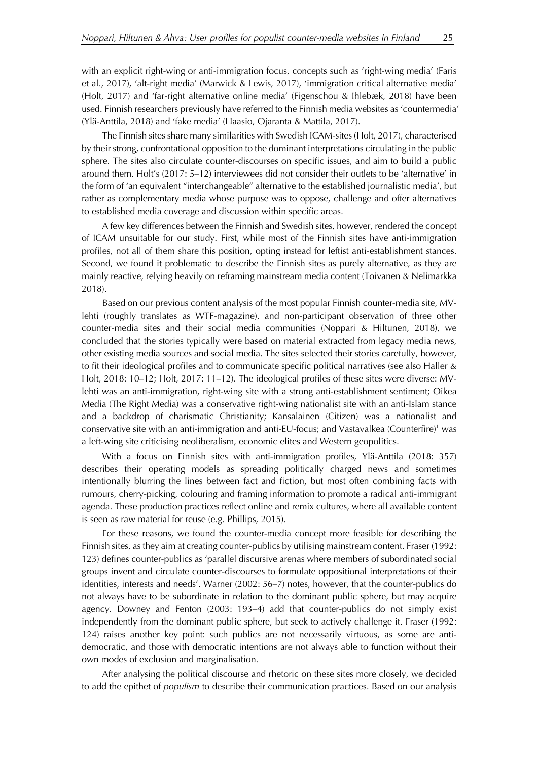with an explicit right-wing or anti-immigration focus, concepts such as 'right-wing media' (Faris et al., 2017), 'alt-right media' (Marwick & Lewis, 2017), 'immigration critical alternative media' (Holt, 2017) and 'far-right alternative online media' (Figenschou & Ihlebæk, 2018) have been used. Finnish researchers previously have referred to the Finnish media websites as 'countermedia' (Ylä-Anttila, 2018) and 'fake media' (Haasio, Ojaranta & Mattila, 2017).

The Finnish sites share many similarities with Swedish ICAM-sites (Holt, 2017), characterised by their strong, confrontational opposition to the dominant interpretations circulating in the public sphere. The sites also circulate counter-discourses on specific issues, and aim to build a public around them. Holt's (2017: 5–12) interviewees did not consider their outlets to be 'alternative' in the form of 'an equivalent "interchangeable" alternative to the established journalistic media', but rather as complementary media whose purpose was to oppose, challenge and offer alternatives to established media coverage and discussion within specific areas.

A few key differences between the Finnish and Swedish sites, however, rendered the concept of ICAM unsuitable for our study. First, while most of the Finnish sites have anti-immigration profiles, not all of them share this position, opting instead for leftist anti-establishment stances. Second, we found it problematic to describe the Finnish sites as purely alternative, as they are mainly reactive, relying heavily on reframing mainstream media content (Toivanen & Nelimarkka 2018).

Based on our previous content analysis of the most popular Finnish counter-media site, MV-lehti (roughly translates as WTF-magazine), and non-participant observation of three other counter-media sites and their social media communities (Noppari & Hiltunen, 2018), we concluded that the stories typically were based on material extracted from legacy media news, other existing media sources and social media. The sites selected their stories carefully, however, to fit their ideological profiles and to communicate specific political narratives (see also Haller & Holt, 2018: 10–12; Holt, 2017: 11–12). The ideological profiles of these sites were diverse: MV-lehti was an anti-immigration, right-wing site with a strong anti-establishment sentiment; Oikea Media (The Right Media) was a conservative right-wing nationalist site with an anti-Islam stance and a backdrop of charismatic Christianity; Kansalainen (Citizen) was a nationalist and conservative site with an anti-immigration and anti-EU-focus; and Vastavalkea (Counterfire)[1] was a left-wing site criticising neoliberalism, economic elites and Western geopolitics.

With a focus on Finnish sites with anti-immigration profiles, Ylä-Anttila (2018: 357) describes their operating models as spreading politically charged news and sometimes intentionally blurring the lines between fact and fiction, but most often combining facts with rumours, cherry-picking, colouring and framing information to promote a radical anti-immigrant agenda. These production practices reflect online and remix cultures, where all available content is seen as raw material for reuse (e.g. Phillips, 2015).

For these reasons, we found the counter-media concept more feasible for describing the Finnish sites, as they aim at creating counter-publics by utilising mainstream content. Fraser (1992: 123) defines counter-publics as 'parallel discursive arenas where members of subordinated social groups invent and circulate counter-discourses to formulate oppositional interpretations of their identities, interests and needs'. Warner (2002: 56–7) notes, however, that the counter-publics do not always have to be subordinate in relation to the dominant public sphere, but may acquire agency. Downey and Fenton (2003: 193–4) add that counter-publics do not simply exist independently from the dominant public sphere, but seek to actively challenge it. Fraser (1992: 124) raises another key point: such publics are not necessarily virtuous, as some are anti-democratic, and those with democratic intentions are not always able to function without their own modes of exclusion and marginalisation.

After analysing the political discourse and rhetoric on these sites more closely, we decided to add the epithet of *populism* to describe their communication practices. Based on our analysis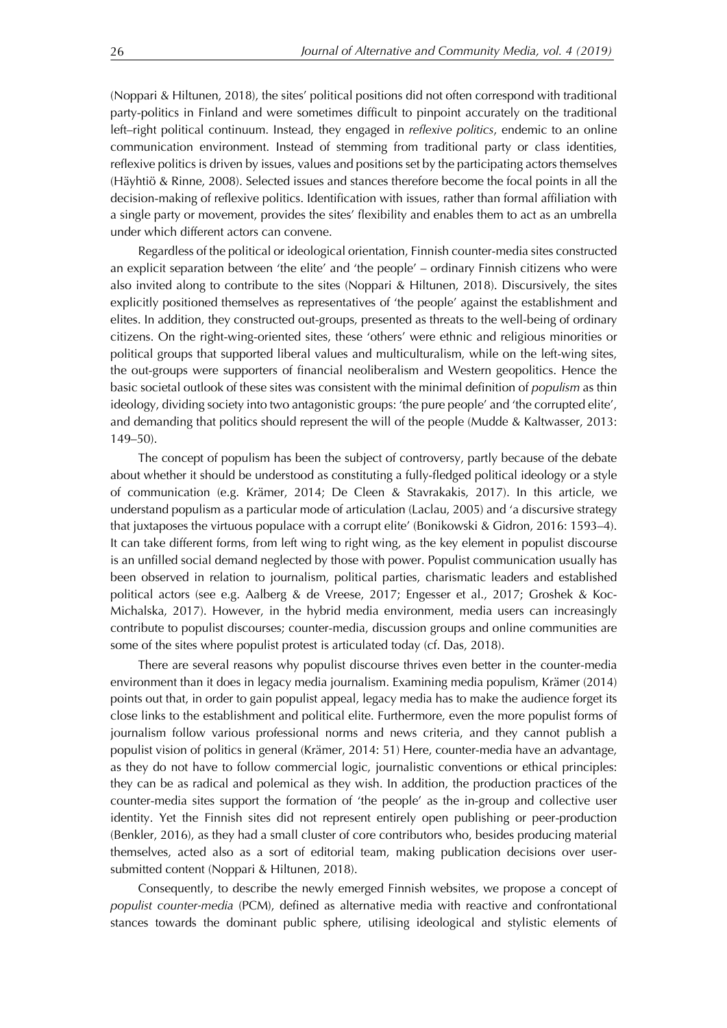(Noppari & Hiltunen, 2018), the sites' political positions did not often correspond with traditional party-politics in Finland and were sometimes difficult to pinpoint accurately on the traditional left–right political continuum. Instead, they engaged in *reflexive politics*, endemic to an online communication environment. Instead of stemming from traditional party or class identities, reflexive politics is driven by issues, values and positions set by the participating actors themselves (Häyhtiö & Rinne, 2008). Selected issues and stances therefore become the focal points in all the decision-making of reflexive politics. Identification with issues, rather than formal affiliation with a single party or movement, provides the sites' flexibility and enables them to act as an umbrella under which different actors can convene.

Regardless of the political or ideological orientation, Finnish counter-media sites constructed an explicit separation between 'the elite' and 'the people' – ordinary Finnish citizens who were also invited along to contribute to the sites (Noppari & Hiltunen, 2018). Discursively, the sites explicitly positioned themselves as representatives of 'the people' against the establishment and elites. In addition, they constructed out-groups, presented as threats to the well-being of ordinary citizens. On the right-wing-oriented sites, these 'others' were ethnic and religious minorities or political groups that supported liberal values and multiculturalism, while on the left-wing sites, the out-groups were supporters of financial neoliberalism and Western geopolitics. Hence the basic societal outlook of these sites was consistent with the minimal definition of *populism* as thin ideology, dividing society into two antagonistic groups: 'the pure people' and 'the corrupted elite', and demanding that politics should represent the will of the people (Mudde & Kaltwasser, 2013: 149–50).

The concept of populism has been the subject of controversy, partly because of the debate about whether it should be understood as constituting a fully-fledged political ideology or a style of communication (e.g. Krämer, 2014; De Cleen & Stavrakakis, 2017). In this article, we understand populism as a particular mode of articulation (Laclau, 2005) and 'a discursive strategy that juxtaposes the virtuous populace with a corrupt elite' (Bonikowski & Gidron, 2016: 1593–4). It can take different forms, from left wing to right wing, as the key element in populist discourse is an unfilled social demand neglected by those with power. Populist communication usually has been observed in relation to journalism, political parties, charismatic leaders and established political actors (see e.g. Aalberg & de Vreese, 2017; Engesser et al., 2017; Groshek & Koc-Michalska, 2017). However, in the hybrid media environment, media users can increasingly contribute to populist discourses; counter-media, discussion groups and online communities are some of the sites where populist protest is articulated today (cf. Das, 2018).

There are several reasons why populist discourse thrives even better in the counter-media environment than it does in legacy media journalism. Examining media populism, Krämer (2014) points out that, in order to gain populist appeal, legacy media has to make the audience forget its close links to the establishment and political elite. Furthermore, even the more populist forms of journalism follow various professional norms and news criteria, and they cannot publish a populist vision of politics in general (Krämer, 2014: 51) Here, counter-media have an advantage, as they do not have to follow commercial logic, journalistic conventions or ethical principles: they can be as radical and polemical as they wish. In addition, the production practices of the counter-media sites support the formation of 'the people' as the in-group and collective user identity. Yet the Finnish sites did not represent entirely open publishing or peer-production (Benkler, 2016), as they had a small cluster of core contributors who, besides producing material themselves, acted also as a sort of editorial team, making publication decisions over user-submitted content (Noppari & Hiltunen, 2018).

Consequently, to describe the newly emerged Finnish websites, we propose a concept of *populist counter-media* (PCM), defined as alternative media with reactive and confrontational stances towards the dominant public sphere, utilising ideological and stylistic elements of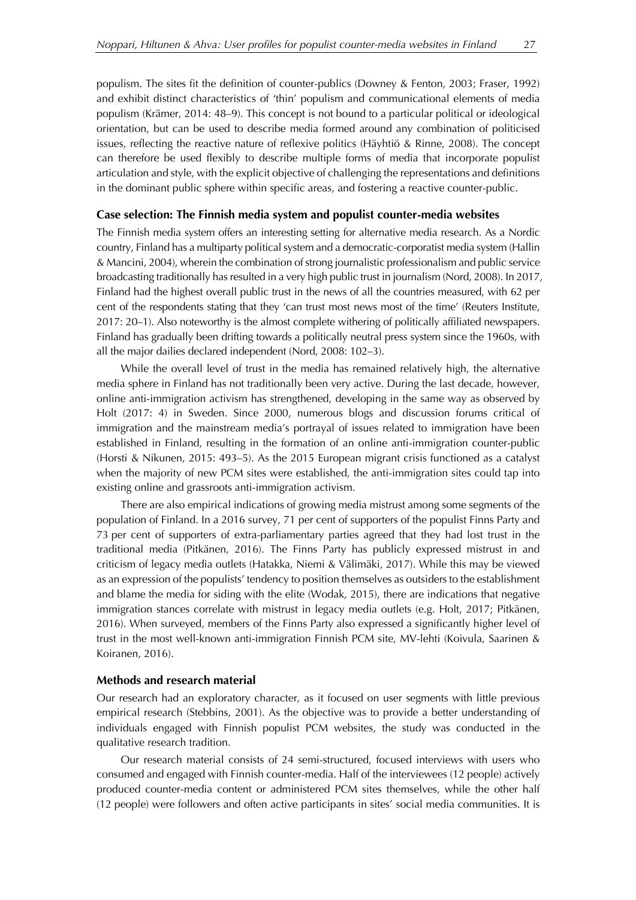populism. The sites fit the definition of counter-publics (Downey & Fenton, 2003; Fraser, 1992) and exhibit distinct characteristics of 'thin' populism and communicational elements of media populism (Krämer, 2014: 48–9). This concept is not bound to a particular political or ideological orientation, but can be used to describe media formed around any combination of politicised issues, reflecting the reactive nature of reflexive politics (Häyhtiö & Rinne, 2008). The concept can therefore be used flexibly to describe multiple forms of media that incorporate populist articulation and style, with the explicit objective of challenging the representations and definitions in the dominant public sphere within specific areas, and fostering a reactive counter-public.

### Case selection: The Finnish media system and populist counter-media websites

The Finnish media system offers an interesting setting for alternative media research. As a Nordic country, Finland has a multiparty political system and a democratic-corporatist media system (Hallin & Mancini, 2004), wherein the combination of strong journalistic professionalism and public service broadcasting traditionally has resulted in a very high public trust in journalism (Nord, 2008). In 2017, Finland had the highest overall public trust in the news of all the countries measured, with 62 per cent of the respondents stating that they 'can trust most news most of the time' (Reuters Institute, 2017: 20–1). Also noteworthy is the almost complete withering of politically affiliated newspapers. Finland has gradually been drifting towards a politically neutral press system since the 1960s, with all the major dailies declared independent (Nord, 2008: 102–3).

While the overall level of trust in the media has remained relatively high, the alternative media sphere in Finland has not traditionally been very active. During the last decade, however, online anti-immigration activism has strengthened, developing in the same way as observed by Holt (2017: 4) in Sweden. Since 2000, numerous blogs and discussion forums critical of immigration and the mainstream media's portrayal of issues related to immigration have been established in Finland, resulting in the formation of an online anti-immigration counter-public (Horsti & Nikunen, 2015: 493–5). As the 2015 European migrant crisis functioned as a catalyst when the majority of new PCM sites were established, the anti-immigration sites could tap into existing online and grassroots anti-immigration activism.

There are also empirical indications of growing media mistrust among some segments of the population of Finland. In a 2016 survey, 71 per cent of supporters of the populist Finns Party and 73 per cent of supporters of extra-parliamentary parties agreed that they had lost trust in the traditional media (Pitkänen, 2016). The Finns Party has publicly expressed mistrust in and criticism of legacy media outlets (Hatakka, Niemi & Välimäki, 2017). While this may be viewed as an expression of the populists' tendency to position themselves as outsiders to the establishment and blame the media for siding with the elite (Wodak, 2015), there are indications that negative immigration stances correlate with mistrust in legacy media outlets (e.g. Holt, 2017; Pitkänen, 2016). When surveyed, members of the Finns Party also expressed a significantly higher level of trust in the most well-known anti-immigration Finnish PCM site, MV-lehti (Koivula, Saarinen & Koiranen, 2016).

### Methods and research material

Our research had an exploratory character, as it focused on user segments with little previous empirical research (Stebbins, 2001). As the objective was to provide a better understanding of individuals engaged with Finnish populist PCM websites, the study was conducted in the qualitative research tradition.

Our research material consists of 24 semi-structured, focused interviews with users who consumed and engaged with Finnish counter-media. Half of the interviewees (12 people) actively produced counter-media content or administered PCM sites themselves, while the other half (12 people) were followers and often active participants in sites' social media communities. It is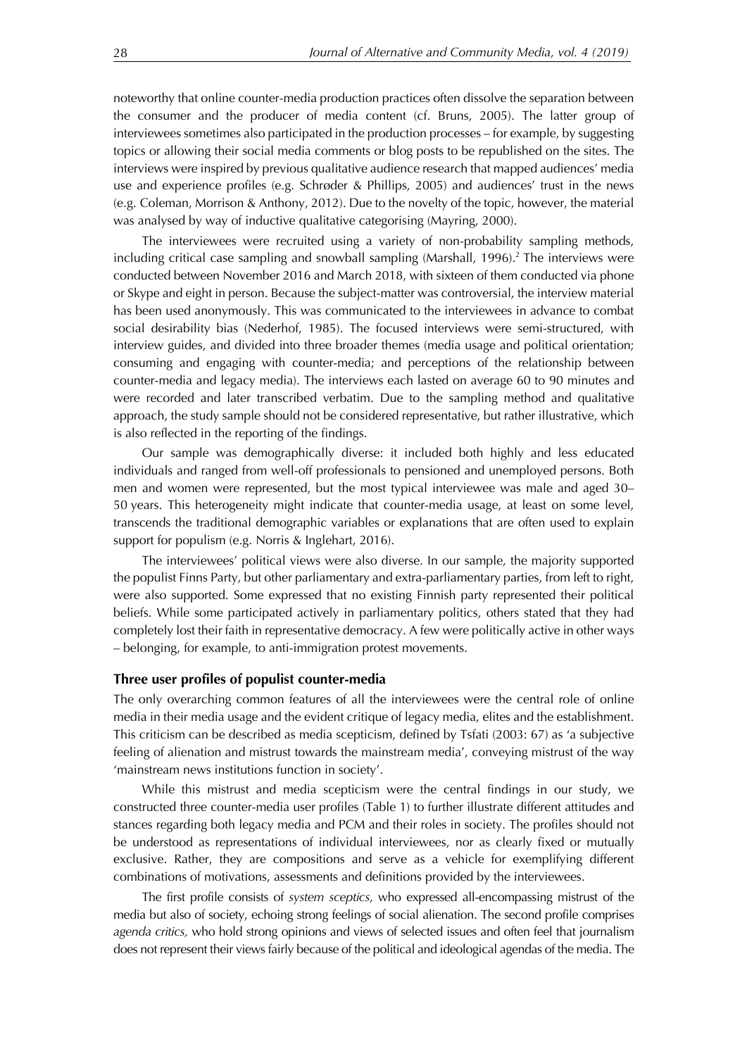noteworthy that online counter-media production practices often dissolve the separation between the consumer and the producer of media content (cf. Bruns, 2005). The latter group of interviewees sometimes also participated in the production processes – for example, by suggesting topics or allowing their social media comments or blog posts to be republished on the sites. The interviews were inspired by previous qualitative audience research that mapped audiences' media use and experience profiles (e.g. Schrøder & Phillips, 2005) and audiences' trust in the news (e.g. Coleman, Morrison & Anthony, 2012). Due to the novelty of the topic, however, the material was analysed by way of inductive qualitative categorising (Mayring, 2000).

The interviewees were recruited using a variety of non-probability sampling methods, including critical case sampling and snowball sampling (Marshall, 1996).[2] The interviews were conducted between November 2016 and March 2018, with sixteen of them conducted via phone or Skype and eight in person. Because the subject-matter was controversial, the interview material has been used anonymously. This was communicated to the interviewees in advance to combat social desirability bias (Nederhof, 1985). The focused interviews were semi-structured, with interview guides, and divided into three broader themes (media usage and political orientation; consuming and engaging with counter-media; and perceptions of the relationship between counter-media and legacy media). The interviews each lasted on average 60 to 90 minutes and were recorded and later transcribed verbatim. Due to the sampling method and qualitative approach, the study sample should not be considered representative, but rather illustrative, which is also reflected in the reporting of the findings.

Our sample was demographically diverse: it included both highly and less educated individuals and ranged from well-off professionals to pensioned and unemployed persons. Both men and women were represented, but the most typical interviewee was male and aged 30–50 years. This heterogeneity might indicate that counter-media usage, at least on some level, transcends the traditional demographic variables or explanations that are often used to explain support for populism (e.g. Norris & Inglehart, 2016).

The interviewees' political views were also diverse. In our sample, the majority supported the populist Finns Party, but other parliamentary and extra-parliamentary parties, from left to right, were also supported. Some expressed that no existing Finnish party represented their political beliefs. While some participated actively in parliamentary politics, others stated that they had completely lost their faith in representative democracy. A few were politically active in other ways – belonging, for example, to anti-immigration protest movements.

## Three user profiles of populist counter-media

The only overarching common features of all the interviewees were the central role of online media in their media usage and the evident critique of legacy media, elites and the establishment. This criticism can be described as media scepticism, defined by Tsfati (2003: 67) as 'a subjective feeling of alienation and mistrust towards the mainstream media', conveying mistrust of the way 'mainstream news institutions function in society'.

While this mistrust and media scepticism were the central findings in our study, we constructed three counter-media user profiles (Table 1) to further illustrate different attitudes and stances regarding both legacy media and PCM and their roles in society. The profiles should not be understood as representations of individual interviewees, nor as clearly fixed or mutually exclusive. Rather, they are compositions and serve as a vehicle for exemplifying different combinations of motivations, assessments and definitions provided by the interviewees.

The first profile consists of *system sceptics*, who expressed all-encompassing mistrust of the media but also of society, echoing strong feelings of social alienation. The second profile comprises *agenda critics,* who hold strong opinions and views of selected issues and often feel that journalism does not represent their views fairly because of the political and ideological agendas of the media. The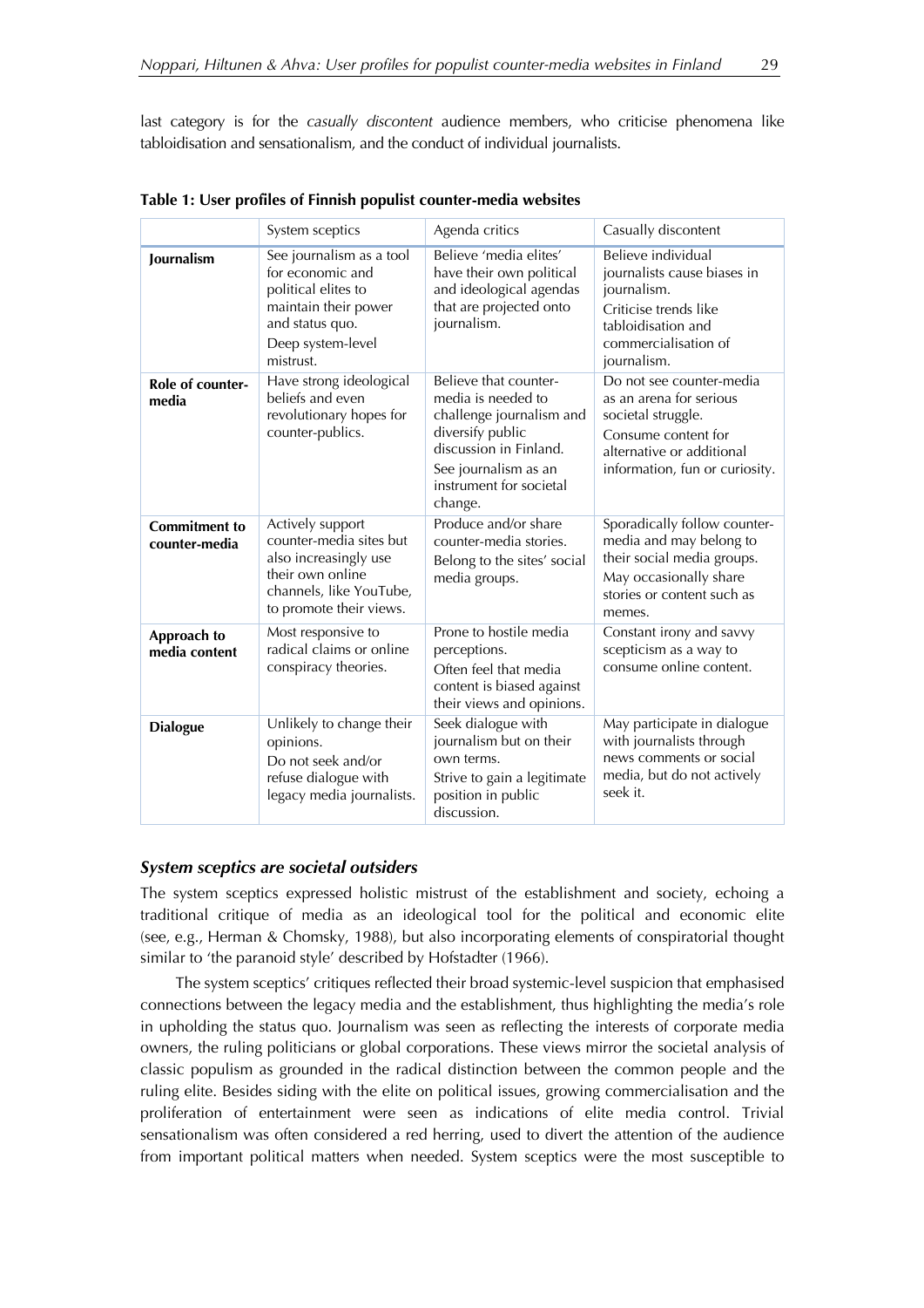last category is for the *casually discontent* audience members, who criticise phenomena like tabloidisation and sensationalism, and the conduct of individual journalists.

**Table 1: User profiles of Finnish populist counter-media websites**

| | System sceptics | Agenda critics | Casually discontent |
|---|---|---|---|
| **Journalism** | See journalism as a tool for economic and political elites to maintain their power and status quo. Deep system-level mistrust. | Believe 'media elites' have their own political and ideological agendas that are projected onto journalism. | Believe individual journalists cause biases in journalism. Criticise trends like tabloidisation and commercialisation of journalism. |
| **Role of counter-media** | Have strong ideological beliefs and even revolutionary hopes for counter-publics. | Believe that counter-media is needed to challenge journalism and diversify public discussion in Finland. See journalism as an instrument for societal change. | Do not see counter-media as an arena for serious societal struggle. Consume content for alternative or additional information, fun or curiosity. |
| **Commitment to counter-media** | Actively support counter-media sites but also increasingly use their own online channels, like YouTube, to promote their views. | Produce and/or share counter-media stories. Belong to the sites' social media groups. | Sporadically follow counter-media and may belong to their social media groups. May occasionally share stories or content such as memes. |
| **Approach to media content** | Most responsive to radical claims or online conspiracy theories. | Prone to hostile media perceptions. Often feel that media content is biased against their views and opinions. | Constant irony and savvy scepticism as a way to consume online content. |
| **Dialogue** | Unlikely to change their opinions. Do not seek and/or refuse dialogue with legacy media journalists. | Seek dialogue with journalism but on their own terms. Strive to gain a legitimate position in public discussion. | May participate in dialogue with journalists through news comments or social media, but do not actively seek it. |

### *System sceptics are societal outsiders*

The system sceptics expressed holistic mistrust of the establishment and society, echoing a traditional critique of media as an ideological tool for the political and economic elite (see, e.g., Herman & Chomsky, 1988), but also incorporating elements of conspiratorial thought similar to 'the paranoid style' described by Hofstadter (1966).

The system sceptics' critiques reflected their broad systemic-level suspicion that emphasised connections between the legacy media and the establishment, thus highlighting the media's role in upholding the status quo. Journalism was seen as reflecting the interests of corporate media owners, the ruling politicians or global corporations. These views mirror the societal analysis of classic populism as grounded in the radical distinction between the common people and the ruling elite. Besides siding with the elite on political issues, growing commercialisation and the proliferation of entertainment were seen as indications of elite media control. Trivial sensationalism was often considered a red herring, used to divert the attention of the audience from important political matters when needed. System sceptics were the most susceptible to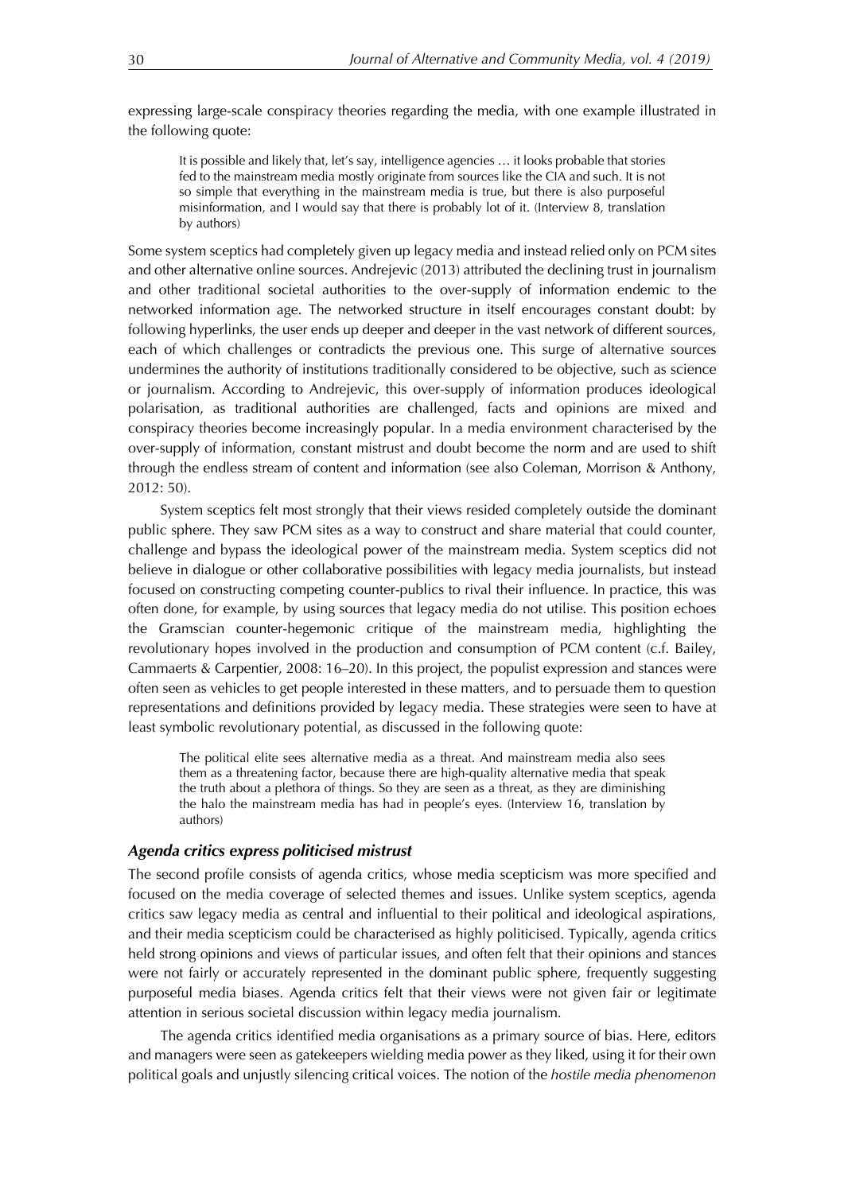expressing large-scale conspiracy theories regarding the media, with one example illustrated in the following quote:

> It is possible and likely that, let's say, intelligence agencies … it looks probable that stories fed to the mainstream media mostly originate from sources like the CIA and such. It is not so simple that everything in the mainstream media is true, but there is also purposeful misinformation, and I would say that there is probably lot of it. (Interview 8, translation by authors)

Some system sceptics had completely given up legacy media and instead relied only on PCM sites and other alternative online sources. Andrejevic (2013) attributed the declining trust in journalism and other traditional societal authorities to the over-supply of information endemic to the networked information age. The networked structure in itself encourages constant doubt: by following hyperlinks, the user ends up deeper and deeper in the vast network of different sources, each of which challenges or contradicts the previous one. This surge of alternative sources undermines the authority of institutions traditionally considered to be objective, such as science or journalism. According to Andrejevic, this over-supply of information produces ideological polarisation, as traditional authorities are challenged, facts and opinions are mixed and conspiracy theories become increasingly popular. In a media environment characterised by the over-supply of information, constant mistrust and doubt become the norm and are used to shift through the endless stream of content and information (see also Coleman, Morrison & Anthony, 2012: 50).

System sceptics felt most strongly that their views resided completely outside the dominant public sphere. They saw PCM sites as a way to construct and share material that could counter, challenge and bypass the ideological power of the mainstream media. System sceptics did not believe in dialogue or other collaborative possibilities with legacy media journalists, but instead focused on constructing competing counter-publics to rival their influence. In practice, this was often done, for example, by using sources that legacy media do not utilise. This position echoes the Gramscian counter-hegemonic critique of the mainstream media, highlighting the revolutionary hopes involved in the production and consumption of PCM content (c.f. Bailey, Cammaerts & Carpentier, 2008: 16–20). In this project, the populist expression and stances were often seen as vehicles to get people interested in these matters, and to persuade them to question representations and definitions provided by legacy media. These strategies were seen to have at least symbolic revolutionary potential, as discussed in the following quote:

> The political elite sees alternative media as a threat. And mainstream media also sees them as a threatening factor, because there are high-quality alternative media that speak the truth about a plethora of things. So they are seen as a threat, as they are diminishing the halo the mainstream media has had in people's eyes. (Interview 16, translation by authors)

### *Agenda critics express politicised mistrust*

The second profile consists of agenda critics, whose media scepticism was more specified and focused on the media coverage of selected themes and issues. Unlike system sceptics, agenda critics saw legacy media as central and influential to their political and ideological aspirations, and their media scepticism could be characterised as highly politicised. Typically, agenda critics held strong opinions and views of particular issues, and often felt that their opinions and stances were not fairly or accurately represented in the dominant public sphere, frequently suggesting purposeful media biases. Agenda critics felt that their views were not given fair or legitimate attention in serious societal discussion within legacy media journalism.

The agenda critics identified media organisations as a primary source of bias. Here, editors and managers were seen as gatekeepers wielding media power as they liked, using it for their own political goals and unjustly silencing critical voices. The notion of the *hostile media phenomenon*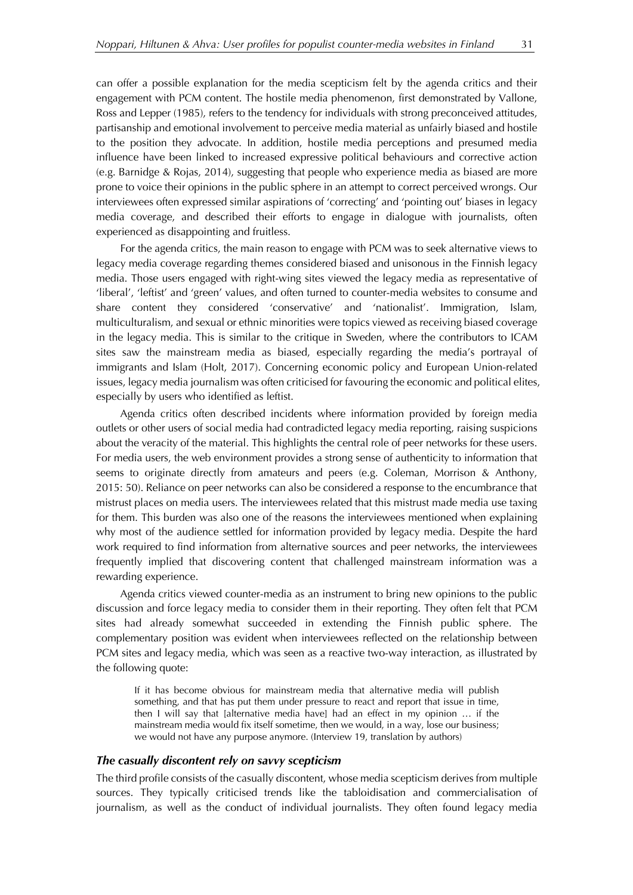can offer a possible explanation for the media scepticism felt by the agenda critics and their engagement with PCM content. The hostile media phenomenon, first demonstrated by Vallone, Ross and Lepper (1985), refers to the tendency for individuals with strong preconceived attitudes, partisanship and emotional involvement to perceive media material as unfairly biased and hostile to the position they advocate. In addition, hostile media perceptions and presumed media influence have been linked to increased expressive political behaviours and corrective action (e.g. Barnidge & Rojas, 2014), suggesting that people who experience media as biased are more prone to voice their opinions in the public sphere in an attempt to correct perceived wrongs. Our interviewees often expressed similar aspirations of 'correcting' and 'pointing out' biases in legacy media coverage, and described their efforts to engage in dialogue with journalists, often experienced as disappointing and fruitless.

For the agenda critics, the main reason to engage with PCM was to seek alternative views to legacy media coverage regarding themes considered biased and unisonous in the Finnish legacy media. Those users engaged with right-wing sites viewed the legacy media as representative of 'liberal', 'leftist' and 'green' values, and often turned to counter-media websites to consume and share content they considered 'conservative' and 'nationalist'. Immigration, Islam, multiculturalism, and sexual or ethnic minorities were topics viewed as receiving biased coverage in the legacy media. This is similar to the critique in Sweden, where the contributors to ICAM sites saw the mainstream media as biased, especially regarding the media's portrayal of immigrants and Islam (Holt, 2017). Concerning economic policy and European Union-related issues, legacy media journalism was often criticised for favouring the economic and political elites, especially by users who identified as leftist.

Agenda critics often described incidents where information provided by foreign media outlets or other users of social media had contradicted legacy media reporting, raising suspicions about the veracity of the material. This highlights the central role of peer networks for these users. For media users, the web environment provides a strong sense of authenticity to information that seems to originate directly from amateurs and peers (e.g. Coleman, Morrison & Anthony, 2015: 50). Reliance on peer networks can also be considered a response to the encumbrance that mistrust places on media users. The interviewees related that this mistrust made media use taxing for them. This burden was also one of the reasons the interviewees mentioned when explaining why most of the audience settled for information provided by legacy media. Despite the hard work required to find information from alternative sources and peer networks, the interviewees frequently implied that discovering content that challenged mainstream information was a rewarding experience.

Agenda critics viewed counter-media as an instrument to bring new opinions to the public discussion and force legacy media to consider them in their reporting. They often felt that PCM sites had already somewhat succeeded in extending the Finnish public sphere. The complementary position was evident when interviewees reflected on the relationship between PCM sites and legacy media, which was seen as a reactive two-way interaction, as illustrated by the following quote:

> If it has become obvious for mainstream media that alternative media will publish something, and that has put them under pressure to react and report that issue in time, then I will say that [alternative media have] had an effect in my opinion … if the mainstream media would fix itself sometime, then we would, in a way, lose our business; we would not have any purpose anymore. (Interview 19, translation by authors)

### *The casually discontent rely on savvy scepticism*

The third profile consists of the casually discontent, whose media scepticism derives from multiple sources. They typically criticised trends like the tabloidisation and commercialisation of journalism, as well as the conduct of individual journalists. They often found legacy media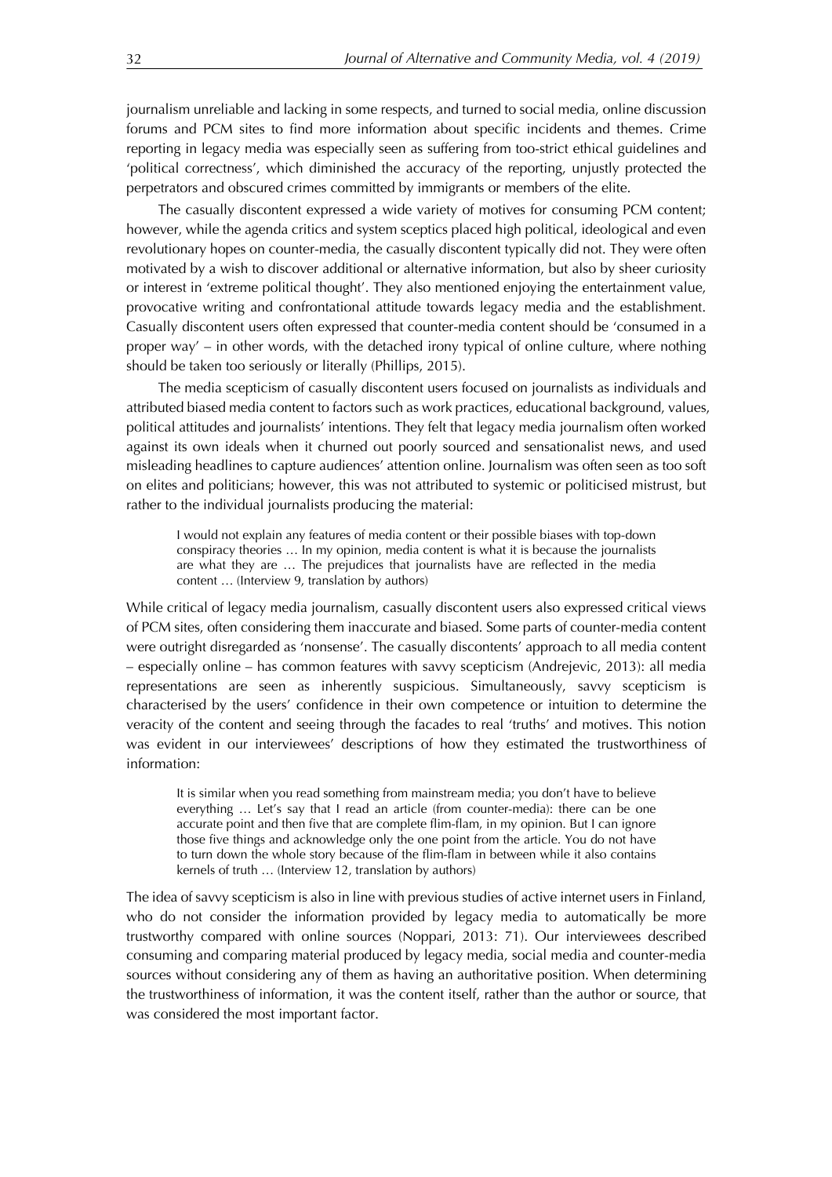journalism unreliable and lacking in some respects, and turned to social media, online discussion forums and PCM sites to find more information about specific incidents and themes. Crime reporting in legacy media was especially seen as suffering from too-strict ethical guidelines and 'political correctness', which diminished the accuracy of the reporting, unjustly protected the perpetrators and obscured crimes committed by immigrants or members of the elite.

The casually discontent expressed a wide variety of motives for consuming PCM content; however, while the agenda critics and system sceptics placed high political, ideological and even revolutionary hopes on counter-media, the casually discontent typically did not. They were often motivated by a wish to discover additional or alternative information, but also by sheer curiosity or interest in 'extreme political thought'. They also mentioned enjoying the entertainment value, provocative writing and confrontational attitude towards legacy media and the establishment. Casually discontent users often expressed that counter-media content should be 'consumed in a proper way' – in other words, with the detached irony typical of online culture, where nothing should be taken too seriously or literally (Phillips, 2015).

The media scepticism of casually discontent users focused on journalists as individuals and attributed biased media content to factors such as work practices, educational background, values, political attitudes and journalists' intentions. They felt that legacy media journalism often worked against its own ideals when it churned out poorly sourced and sensationalist news, and used misleading headlines to capture audiences' attention online. Journalism was often seen as too soft on elites and politicians; however, this was not attributed to systemic or politicised mistrust, but rather to the individual journalists producing the material:

> I would not explain any features of media content or their possible biases with top-down conspiracy theories … In my opinion, media content is what it is because the journalists are what they are … The prejudices that journalists have are reflected in the media content … (Interview 9, translation by authors)

While critical of legacy media journalism, casually discontent users also expressed critical views of PCM sites, often considering them inaccurate and biased. Some parts of counter-media content were outright disregarded as 'nonsense'. The casually discontents' approach to all media content – especially online – has common features with savvy scepticism (Andrejevic, 2013): all media representations are seen as inherently suspicious. Simultaneously, savvy scepticism is characterised by the users' confidence in their own competence or intuition to determine the veracity of the content and seeing through the facades to real 'truths' and motives. This notion was evident in our interviewees' descriptions of how they estimated the trustworthiness of information:

> It is similar when you read something from mainstream media; you don't have to believe everything … Let's say that I read an article (from counter-media): there can be one accurate point and then five that are complete flim-flam, in my opinion. But I can ignore those five things and acknowledge only the one point from the article. You do not have to turn down the whole story because of the flim-flam in between while it also contains kernels of truth … (Interview 12, translation by authors)

The idea of savvy scepticism is also in line with previous studies of active internet users in Finland, who do not consider the information provided by legacy media to automatically be more trustworthy compared with online sources (Noppari, 2013: 71). Our interviewees described consuming and comparing material produced by legacy media, social media and counter-media sources without considering any of them as having an authoritative position. When determining the trustworthiness of information, it was the content itself, rather than the author or source, that was considered the most important factor.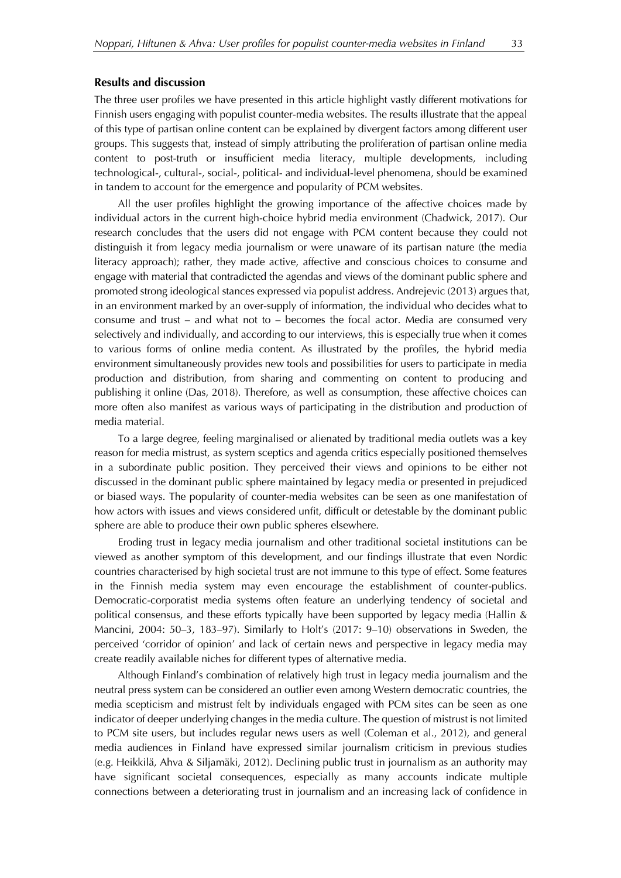## Results and discussion

The three user profiles we have presented in this article highlight vastly different motivations for Finnish users engaging with populist counter-media websites. The results illustrate that the appeal of this type of partisan online content can be explained by divergent factors among different user groups. This suggests that, instead of simply attributing the proliferation of partisan online media content to post-truth or insufficient media literacy, multiple developments, including technological-, cultural-, social-, political- and individual-level phenomena, should be examined in tandem to account for the emergence and popularity of PCM websites.

All the user profiles highlight the growing importance of the affective choices made by individual actors in the current high-choice hybrid media environment (Chadwick, 2017). Our research concludes that the users did not engage with PCM content because they could not distinguish it from legacy media journalism or were unaware of its partisan nature (the media literacy approach); rather, they made active, affective and conscious choices to consume and engage with material that contradicted the agendas and views of the dominant public sphere and promoted strong ideological stances expressed via populist address. Andrejevic (2013) argues that, in an environment marked by an over-supply of information, the individual who decides what to consume and trust – and what not to – becomes the focal actor. Media are consumed very selectively and individually, and according to our interviews, this is especially true when it comes to various forms of online media content. As illustrated by the profiles, the hybrid media environment simultaneously provides new tools and possibilities for users to participate in media production and distribution, from sharing and commenting on content to producing and publishing it online (Das, 2018). Therefore, as well as consumption, these affective choices can more often also manifest as various ways of participating in the distribution and production of media material.

To a large degree, feeling marginalised or alienated by traditional media outlets was a key reason for media mistrust, as system sceptics and agenda critics especially positioned themselves in a subordinate public position. They perceived their views and opinions to be either not discussed in the dominant public sphere maintained by legacy media or presented in prejudiced or biased ways. The popularity of counter-media websites can be seen as one manifestation of how actors with issues and views considered unfit, difficult or detestable by the dominant public sphere are able to produce their own public spheres elsewhere.

Eroding trust in legacy media journalism and other traditional societal institutions can be viewed as another symptom of this development, and our findings illustrate that even Nordic countries characterised by high societal trust are not immune to this type of effect. Some features in the Finnish media system may even encourage the establishment of counter-publics. Democratic-corporatist media systems often feature an underlying tendency of societal and political consensus, and these efforts typically have been supported by legacy media (Hallin & Mancini, 2004: 50–3, 183–97). Similarly to Holt's (2017: 9–10) observations in Sweden, the perceived 'corridor of opinion' and lack of certain news and perspective in legacy media may create readily available niches for different types of alternative media.

Although Finland's combination of relatively high trust in legacy media journalism and the neutral press system can be considered an outlier even among Western democratic countries, the media scepticism and mistrust felt by individuals engaged with PCM sites can be seen as one indicator of deeper underlying changes in the media culture. The question of mistrust is not limited to PCM site users, but includes regular news users as well (Coleman et al., 2012), and general media audiences in Finland have expressed similar journalism criticism in previous studies (e.g. Heikkilä, Ahva & Siljamäki, 2012). Declining public trust in journalism as an authority may have significant societal consequences, especially as many accounts indicate multiple connections between a deteriorating trust in journalism and an increasing lack of confidence in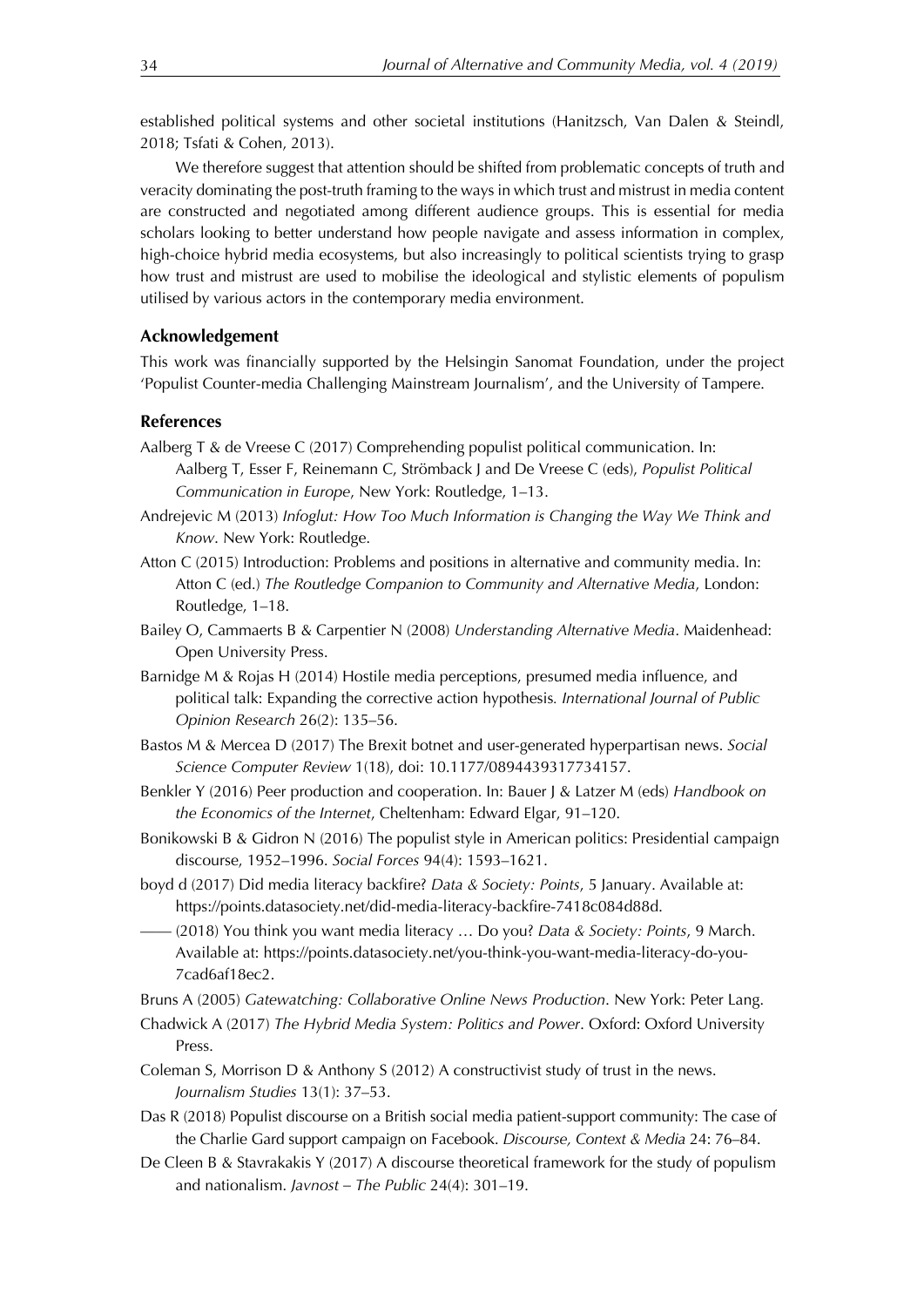established political systems and other societal institutions (Hanitzsch, Van Dalen & Steindl, 2018; Tsfati & Cohen, 2013).

We therefore suggest that attention should be shifted from problematic concepts of truth and veracity dominating the post-truth framing to the ways in which trust and mistrust in media content are constructed and negotiated among different audience groups. This is essential for media scholars looking to better understand how people navigate and assess information in complex, high-choice hybrid media ecosystems, but also increasingly to political scientists trying to grasp how trust and mistrust are used to mobilise the ideological and stylistic elements of populism utilised by various actors in the contemporary media environment.

### Acknowledgement

This work was financially supported by the Helsingin Sanomat Foundation, under the project 'Populist Counter-media Challenging Mainstream Journalism', and the University of Tampere.

### References

Aalberg T & de Vreese C (2017) Comprehending populist political communication. In: Aalberg T, Esser F, Reinemann C, Strömback J and De Vreese C (eds), *Populist Political Communication in Europe*, New York: Routledge, 1–13.

Andrejevic M (2013) *Infoglut: How Too Much Information is Changing the Way We Think and Know*. New York: Routledge.

Atton C (2015) Introduction: Problems and positions in alternative and community media. In: Atton C (ed.) *The Routledge Companion to Community and Alternative Media*, London: Routledge, 1–18.

Bailey O, Cammaerts B & Carpentier N (2008) *Understanding Alternative Media*. Maidenhead: Open University Press.

Barnidge M & Rojas H (2014) Hostile media perceptions, presumed media influence, and political talk: Expanding the corrective action hypothesis. *International Journal of Public Opinion Research* 26(2): 135–56.

Bastos M & Mercea D (2017) The Brexit botnet and user-generated hyperpartisan news. *Social Science Computer Review* 1(18), doi: 10.1177/0894439317734157.

Benkler Y (2016) Peer production and cooperation. In: Bauer J & Latzer M (eds) *Handbook on the Economics of the Internet*, Cheltenham: Edward Elgar, 91–120.

Bonikowski B & Gidron N (2016) The populist style in American politics: Presidential campaign discourse, 1952–1996. *Social Forces* 94(4): 1593–1621.

boyd d (2017) Did media literacy backfire? *Data & Society: Points*, 5 January. Available at: https://points.datasociety.net/did-media-literacy-backfire-7418c084d88d.

—— (2018) You think you want media literacy … Do you? *Data & Society: Points*, 9 March. Available at: https://points.datasociety.net/you-think-you-want-media-literacy-do-you-7cad6af18ec2.

Bruns A (2005) *Gatewatching: Collaborative Online News Production*. New York: Peter Lang.

Chadwick A (2017) *The Hybrid Media System: Politics and Power*. Oxford: Oxford University Press.

Coleman S, Morrison D & Anthony S (2012) A constructivist study of trust in the news. *Journalism Studies* 13(1): 37–53.

Das R (2018) Populist discourse on a British social media patient-support community: The case of the Charlie Gard support campaign on Facebook. *Discourse, Context & Media* 24: 76–84.

De Cleen B & Stavrakakis Y (2017) A discourse theoretical framework for the study of populism and nationalism. *Javnost – The Public* 24(4): 301–19.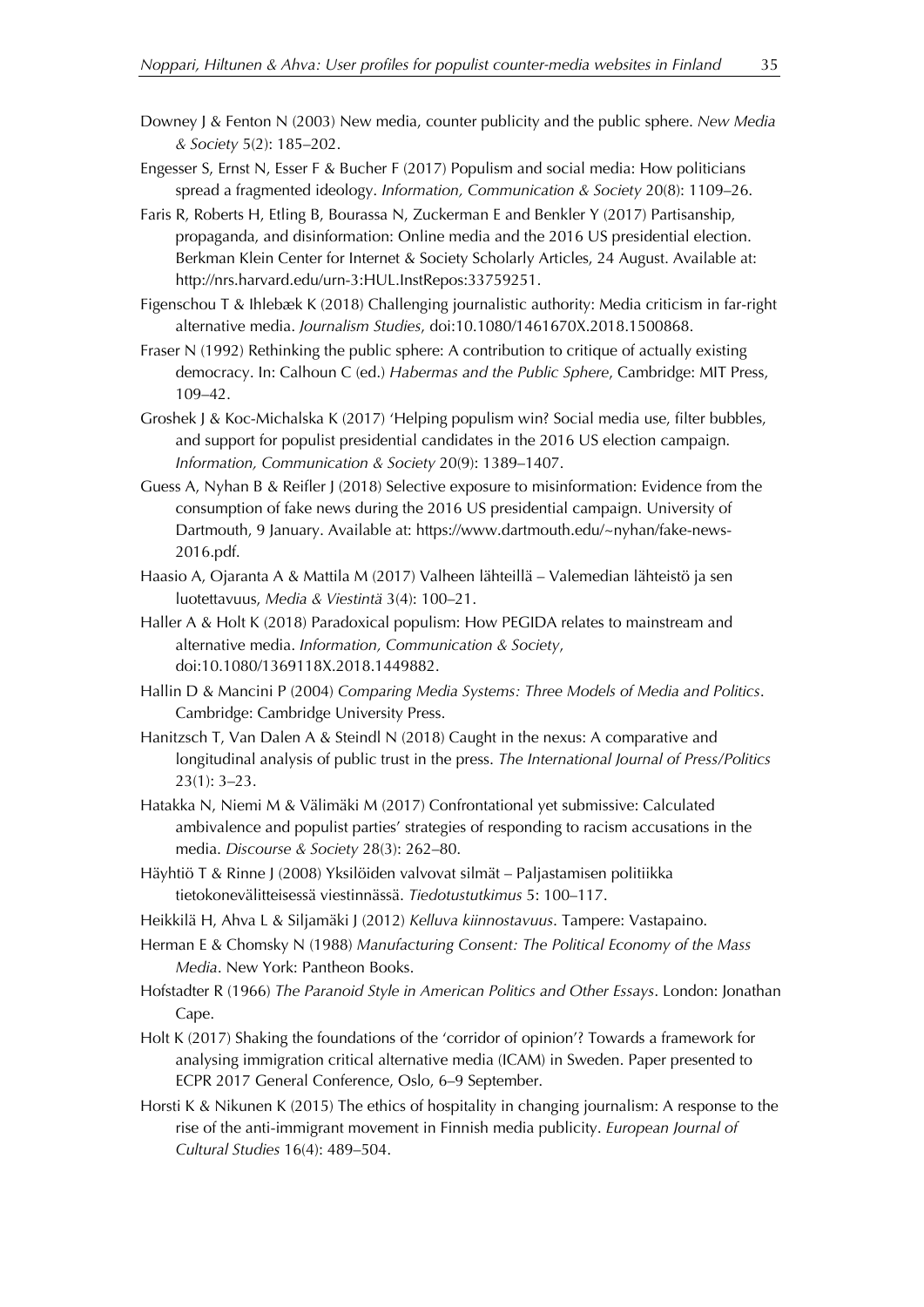Downey J & Fenton N (2003) New media, counter publicity and the public sphere. *New Media & Society* 5(2): 185–202.

Engesser S, Ernst N, Esser F & Bucher F (2017) Populism and social media: How politicians spread a fragmented ideology. *Information, Communication & Society* 20(8): 1109–26.

Faris R, Roberts H, Etling B, Bourassa N, Zuckerman E and Benkler Y (2017) Partisanship, propaganda, and disinformation: Online media and the 2016 US presidential election. Berkman Klein Center for Internet & Society Scholarly Articles, 24 August. Available at: http://nrs.harvard.edu/urn-3:HUL.InstRepos:33759251.

Figenschou T & Ihlebæk K (2018) Challenging journalistic authority: Media criticism in far-right alternative media. *Journalism Studies*, doi:10.1080/1461670X.2018.1500868.

Fraser N (1992) Rethinking the public sphere: A contribution to critique of actually existing democracy. In: Calhoun C (ed.) *Habermas and the Public Sphere*, Cambridge: MIT Press, 109–42.

Groshek J & Koc-Michalska K (2017) 'Helping populism win? Social media use, filter bubbles, and support for populist presidential candidates in the 2016 US election campaign. *Information, Communication & Society* 20(9): 1389–1407.

Guess A, Nyhan B & Reifler J (2018) Selective exposure to misinformation: Evidence from the consumption of fake news during the 2016 US presidential campaign. University of Dartmouth, 9 January. Available at: https://www.dartmouth.edu/~nyhan/fake-news-2016.pdf.

Haasio A, Ojaranta A & Mattila M (2017) Valheen lähteillä – Valemedian lähteistö ja sen luotettavuus, *Media & Viestintä* 3(4): 100–21.

Haller A & Holt K (2018) Paradoxical populism: How PEGIDA relates to mainstream and alternative media. *Information, Communication & Society*, doi:10.1080/1369118X.2018.1449882.

Hallin D & Mancini P (2004) *Comparing Media Systems: Three Models of Media and Politics*. Cambridge: Cambridge University Press.

Hanitzsch T, Van Dalen A & Steindl N (2018) Caught in the nexus: A comparative and longitudinal analysis of public trust in the press. *The International Journal of Press/Politics* 23(1): 3–23.

Hatakka N, Niemi M & Välimäki M (2017) Confrontational yet submissive: Calculated ambivalence and populist parties' strategies of responding to racism accusations in the media. *Discourse & Society* 28(3): 262–80.

Häyhtiö T & Rinne J (2008) Yksilöiden valvovat silmät – Paljastamisen politiikka tietokonevälitteisessä viestinnässä. *Tiedotustutkimus* 5: 100–117.

Heikkilä H, Ahva L & Siljamäki J (2012) *Kelluva kiinnostavuus*. Tampere: Vastapaino.

Herman E & Chomsky N (1988) *Manufacturing Consent: The Political Economy of the Mass Media*. New York: Pantheon Books.

Hofstadter R (1966) *The Paranoid Style in American Politics and Other Essays*. London: Jonathan Cape.

Holt K (2017) Shaking the foundations of the 'corridor of opinion'? Towards a framework for analysing immigration critical alternative media (ICAM) in Sweden. Paper presented to ECPR 2017 General Conference, Oslo, 6–9 September.

Horsti K & Nikunen K (2015) The ethics of hospitality in changing journalism: A response to the rise of the anti-immigrant movement in Finnish media publicity. *European Journal of Cultural Studies* 16(4): 489–504.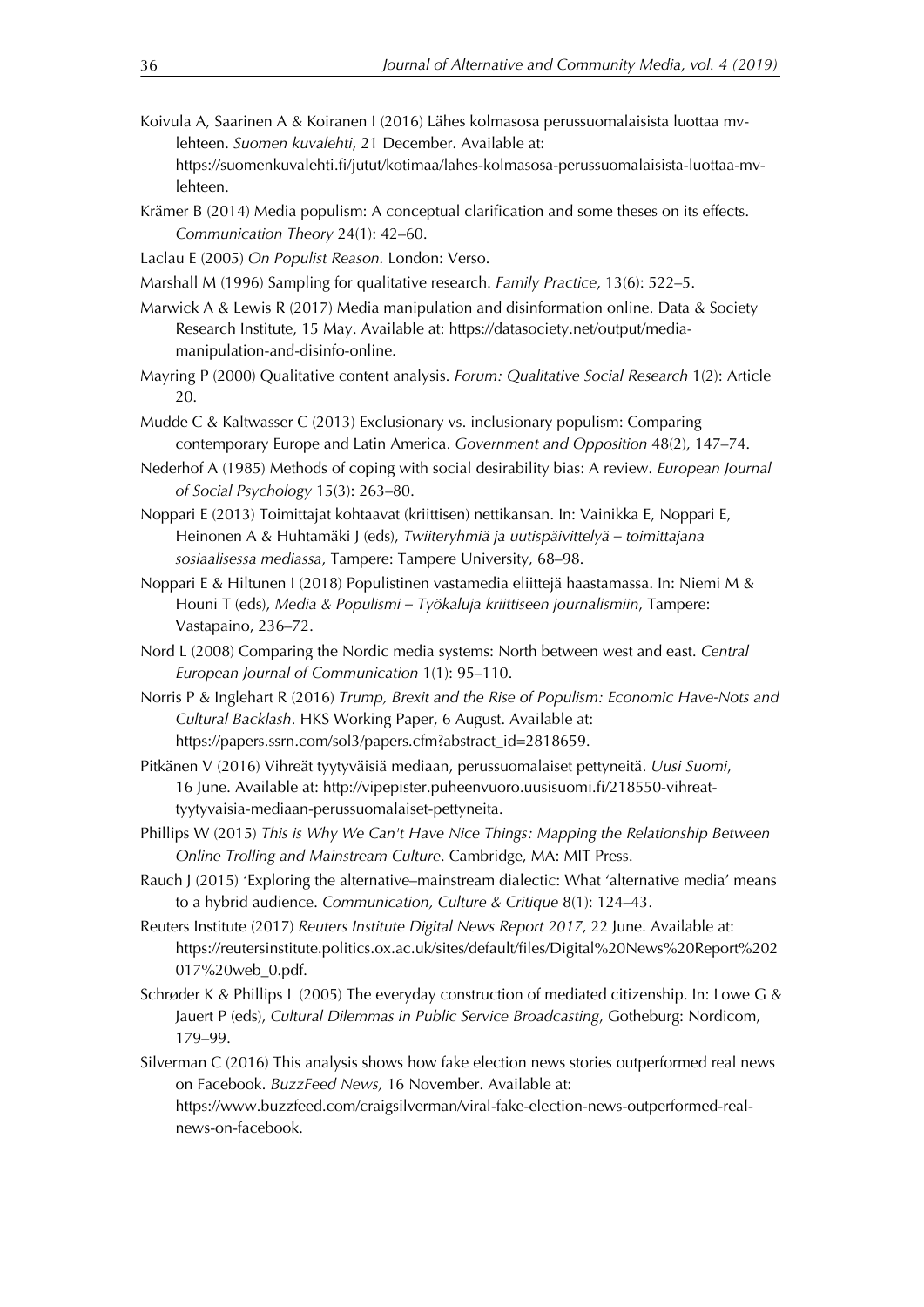Koivula A, Saarinen A & Koiranen I (2016) Lähes kolmasosa perussuomalaisista luottaa mv-lehteen. *Suomen kuvalehti*, 21 December. Available at: https://suomenkuvalehti.fi/jutut/kotimaa/lahes-kolmasosa-perussuomalaisista-luottaa-mv-lehteen.

Krämer B (2014) Media populism: A conceptual clarification and some theses on its effects. *Communication Theory* 24(1): 42–60.

Laclau E (2005) *On Populist Reason.* London: Verso.

Marshall M (1996) Sampling for qualitative research. *Family Practice*, 13(6): 522–5.

Marwick A & Lewis R (2017) Media manipulation and disinformation online. Data & Society Research Institute, 15 May. Available at: https://datasociety.net/output/media-manipulation-and-disinfo-online.

Mayring P (2000) Qualitative content analysis. *Forum: Qualitative Social Research* 1(2): Article 20.

Mudde C & Kaltwasser C (2013) Exclusionary vs. inclusionary populism: Comparing contemporary Europe and Latin America. *Government and Opposition* 48(2), 147–74.

Nederhof A (1985) Methods of coping with social desirability bias: A review. *European Journal of Social Psychology* 15(3): 263–80.

Noppari E (2013) Toimittajat kohtaavat (kriittisen) nettikansan. In: Vainikka E, Noppari E, Heinonen A & Huhtamäki J (eds), *Twiiteryhmiä ja uutispäivittelyä – toimittajana sosiaalisessa mediassa*, Tampere: Tampere University, 68–98.

Noppari E & Hiltunen I (2018) Populistinen vastamedia eliittejä haastamassa. In: Niemi M & Houni T (eds), *Media & Populismi – Työkaluja kriittiseen journalismiin*, Tampere: Vastapaino, 236–72.

Nord L (2008) Comparing the Nordic media systems: North between west and east. *Central European Journal of Communication* 1(1): 95–110.

Norris P & Inglehart R (2016) *Trump, Brexit and the Rise of Populism: Economic Have-Nots and Cultural Backlash*. HKS Working Paper, 6 August. Available at: https://papers.ssrn.com/sol3/papers.cfm?abstract_id=2818659.

Pitkänen V (2016) Vihreät tyytyväisiä mediaan, perussuomalaiset pettyneitä. *Uusi Suomi*, 16 June. Available at: http://vipepister.puheenvuoro.uusisuomi.fi/218550-vihreat-tyytyvaisia-mediaan-perussuomalaiset-pettyneita.

Phillips W (2015) *This is Why We Can't Have Nice Things: Mapping the Relationship Between Online Trolling and Mainstream Culture*. Cambridge, MA: MIT Press.

Rauch J (2015) 'Exploring the alternative–mainstream dialectic: What 'alternative media' means to a hybrid audience. *Communication, Culture & Critique* 8(1): 124–43.

Reuters Institute (2017) *Reuters Institute Digital News Report 2017*, 22 June. Available at: https://reutersinstitute.politics.ox.ac.uk/sites/default/files/Digital%20News%20Report%202017%20web_0.pdf.

Schrøder K & Phillips L (2005) The everyday construction of mediated citizenship. In: Lowe G & Jauert P (eds), *Cultural Dilemmas in Public Service Broadcasting*, Gotheburg: Nordicom, 179–99.

Silverman C (2016) This analysis shows how fake election news stories outperformed real news on Facebook. *BuzzFeed News,* 16 November. Available at: https://www.buzzfeed.com/craigsilverman/viral-fake-election-news-outperformed-real-news-on-facebook.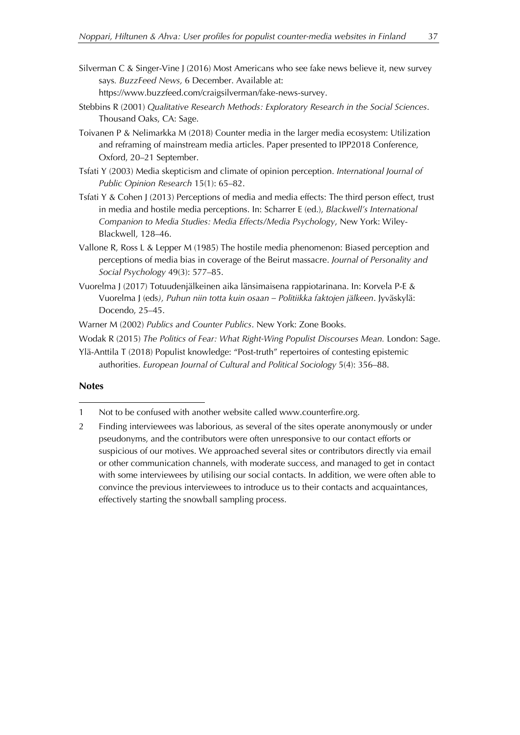Silverman C & Singer-Vine J (2016) Most Americans who see fake news believe it, new survey says. *BuzzFeed News,* 6 December. Available at: https://www.buzzfeed.com/craigsilverman/fake-news-survey.

Stebbins R (2001) *Qualitative Research Methods: Exploratory Research in the Social Sciences*. Thousand Oaks, CA: Sage.

Toivanen P & Nelimarkka M (2018) Counter media in the larger media ecosystem: Utilization and reframing of mainstream media articles. Paper presented to IPP2018 Conference, Oxford, 20–21 September.

Tsfati Y (2003) Media skepticism and climate of opinion perception. *International Journal of Public Opinion Research* 15(1): 65–82.

Tsfati Y & Cohen J (2013) Perceptions of media and media effects: The third person effect, trust in media and hostile media perceptions. In: Scharrer E (ed.), *Blackwell's International Companion to Media Studies: Media Effects/Media Psychology*, New York: Wiley-Blackwell, 128–46.

Vallone R, Ross L & Lepper M (1985) The hostile media phenomenon: Biased perception and perceptions of media bias in coverage of the Beirut massacre. *Journal of Personality and Social Psychology* 49(3): 577–85.

Vuorelma J (2017) Totuudenjälkeinen aika länsimaisena rappiotarinana. In: Korvela P-E & Vuorelma J (eds*), Puhun niin totta kuin osaan – Politiikka faktojen jälkeen*. Jyväskylä: Docendo, 25–45.

Warner M (2002) *Publics and Counter Publics*. New York: Zone Books.

Wodak R (2015) *The Politics of Fear: What Right-Wing Populist Discourses Mean.* London: Sage.

Ylä-Anttila T (2018) Populist knowledge: "Post-truth" repertoires of contesting epistemic authorities. *European Journal of Cultural and Political Sociology* 5(4): 356–88.

### Notes

1 Not to be confused with another website called www.counterfire.org.

2 Finding interviewees was laborious, as several of the sites operate anonymously or under pseudonyms, and the contributors were often unresponsive to our contact efforts or suspicious of our motives. We approached several sites or contributors directly via email or other communication channels, with moderate success, and managed to get in contact with some interviewees by utilising our social contacts. In addition, we were often able to convince the previous interviewees to introduce us to their contacts and acquaintances, effectively starting the snowball sampling process.